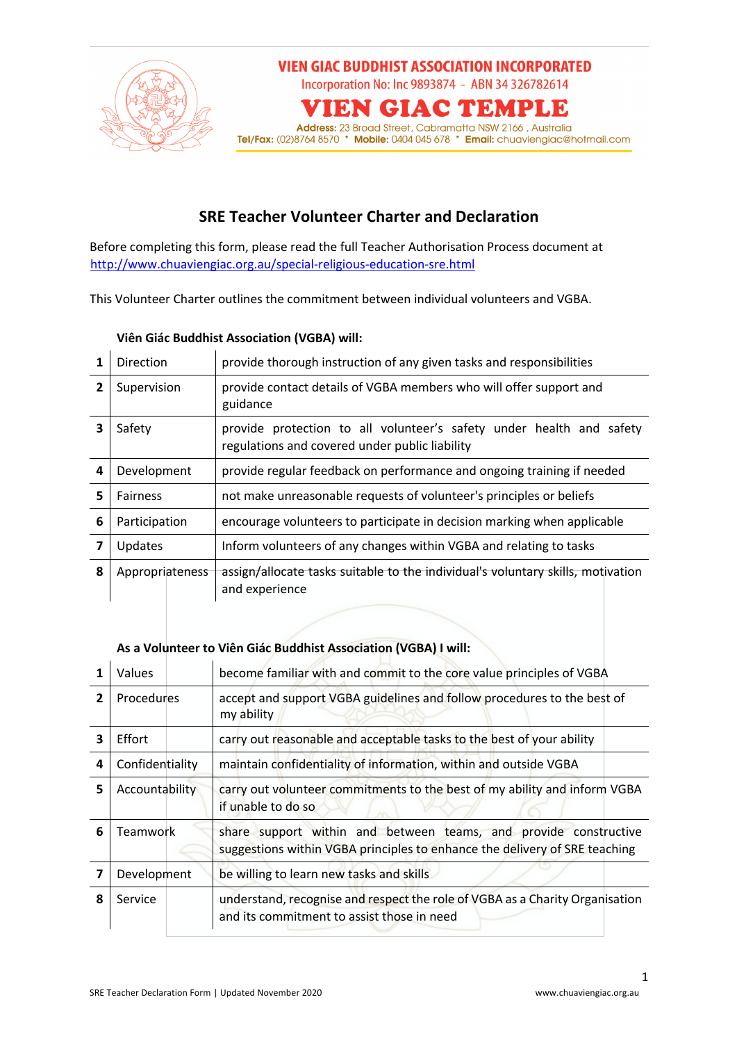**VIEN GIAC BUDDHIST ASSOCIATION INCORPORATED**
Incorporation No: Inc 9893874 - ABN 34 326782614

# VIEN GIAC TEMPLE

**Address:** 23 Broad Street, Cabramatta NSW 2166 , Australia
**Tel/Fax:** (02)8764 8570 * **Mobile:** 0404 045 678 * **Email:** chuaviengiac@hotmail.com

## SRE Teacher Volunteer Charter and Declaration

Before completing this form, please read the full Teacher Authorisation Process document at http://www.chuaviengiac.org.au/special-religious-education-sre.html

This Volunteer Charter outlines the commitment between individual volunteers and VGBA.

**Viên Giác Buddhist Association (VGBA) will:**

| | | |
|---|---|---|
| **1** | Direction | provide thorough instruction of any given tasks and responsibilities |
| **2** | Supervision | provide contact details of VGBA members who will offer support and guidance |
| **3** | Safety | provide protection to all volunteer's safety under health and safety regulations and covered under public liability |
| **4** | Development | provide regular feedback on performance and ongoing training if needed |
| **5** | Fairness | not make unreasonable requests of volunteer's principles or beliefs |
| **6** | Participation | encourage volunteers to participate in decision marking when applicable |
| **7** | Updates | Inform volunteers of any changes within VGBA and relating to tasks |
| **8** | Appropriateness | assign/allocate tasks suitable to the individual's voluntary skills, motivation and experience |

**As a Volunteer to Viên Giác Buddhist Association (VGBA) I will:**

| | | |
|---|---|---|
| **1** | Values | become familiar with and commit to the core value principles of VGBA |
| **2** | Procedures | accept and support VGBA guidelines and follow procedures to the best of my ability |
| **3** | Effort | carry out reasonable and acceptable tasks to the best of your ability |
| **4** | Confidentiality | maintain confidentiality of information, within and outside VGBA |
| **5** | Accountability | carry out volunteer commitments to the best of my ability and inform VGBA if unable to do so |
| **6** | Teamwork | share support within and between teams, and provide constructive suggestions within VGBA principles to enhance the delivery of SRE teaching |
| **7** | Development | be willing to learn new tasks and skills |
| **8** | Service | understand, recognise and respect the role of VGBA as a Charity Organisation and its commitment to assist those in need |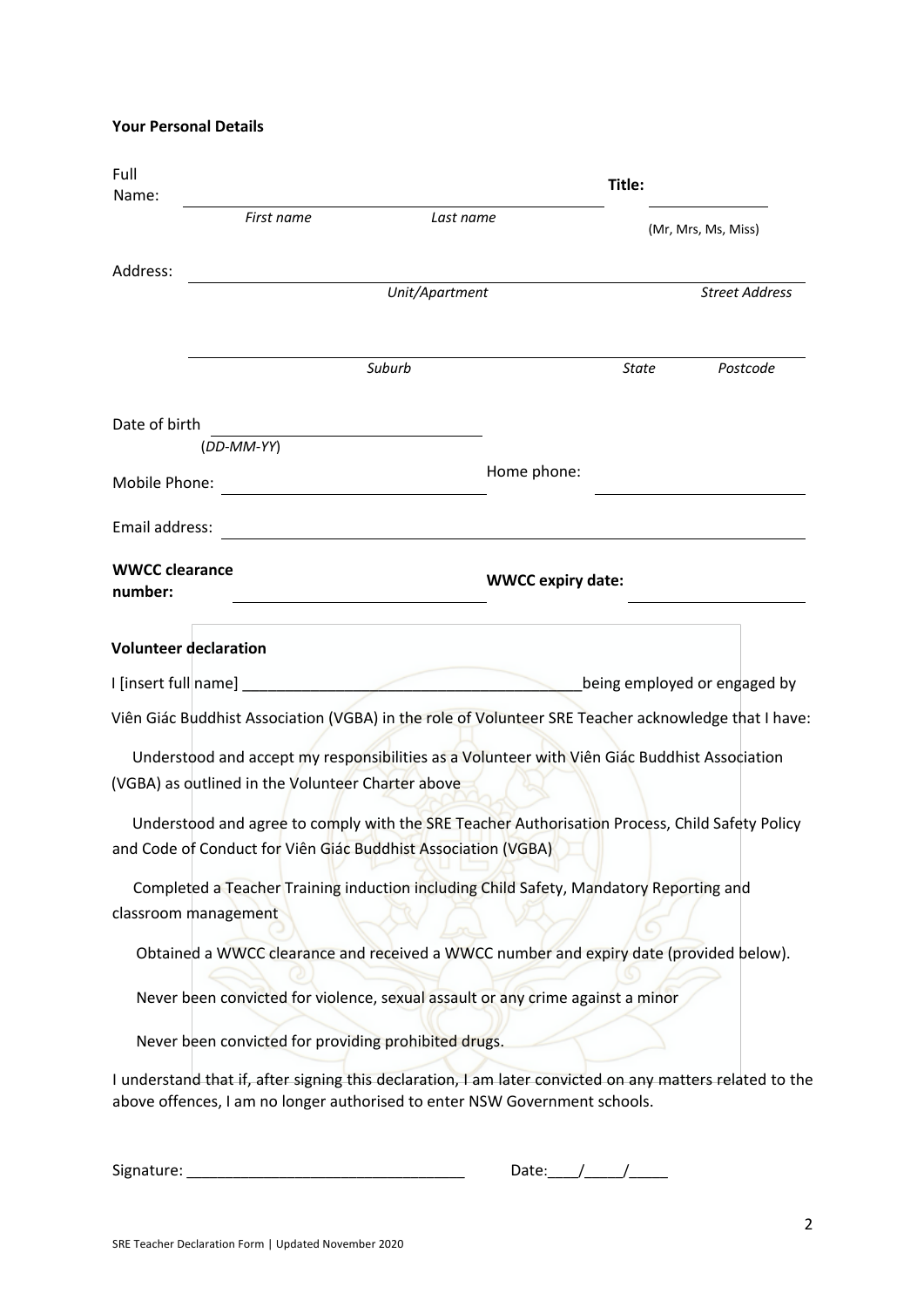**Your Personal Details**

Full Name: ______________________________________ **Title:** __________
*First name* *Last name* (Mr, Mrs, Ms, Miss)

Address: ________________________________________________________________
*Unit/Apartment* *Street Address*

________________________________________________________________
*Suburb* *State* *Postcode*

Date of birth ____________________
(*DD-MM-YY*)

Mobile Phone: ____________________ Home phone: ____________________

Email address: ________________________________________________________________

**WWCC clearance number:** ____________________ **WWCC expiry date:** ____________________

**Volunteer declaration**

I [insert full name] ________________________________________being employed or engaged by Viên Giác Buddhist Association (VGBA) in the role of Volunteer SRE Teacher acknowledge that I have:

Understood and accept my responsibilities as a Volunteer with Viên Giác Buddhist Association (VGBA) as outlined in the Volunteer Charter above

Understood and agree to comply with the SRE Teacher Authorisation Process, Child Safety Policy and Code of Conduct for Viên Giác Buddhist Association (VGBA)

Completed a Teacher Training induction including Child Safety, Mandatory Reporting and classroom management

Obtained a WWCC clearance and received a WWCC number and expiry date (provided below).

Never been convicted for violence, sexual assault or any crime against a minor

Never been convicted for providing prohibited drugs.

I understand that if, after signing this declaration, I am later convicted on any matters related to the above offences, I am no longer authorised to enter NSW Government schools.

Signature: ________________________________ Date:____/_____/_____

SRE Teacher Declaration Form | Updated November 2020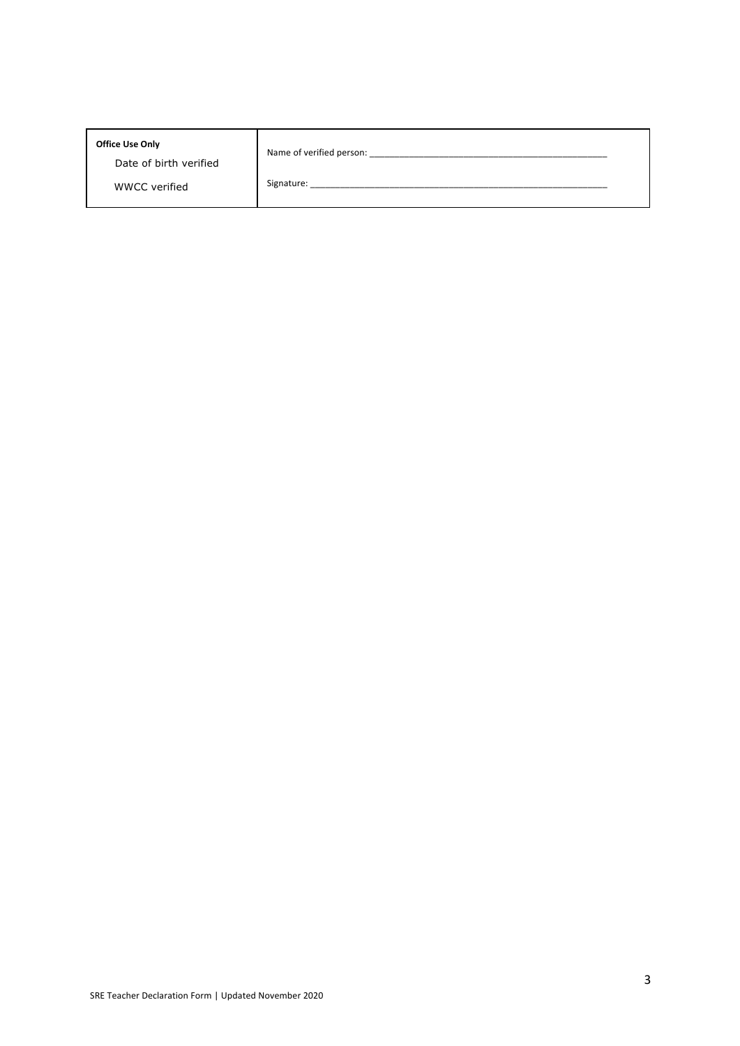| | |
|---|---|
| **Office Use Only**<br>Date of birth verified<br>WWCC verified | Name of verified person: ____________________<br>Signature: ____________________ |